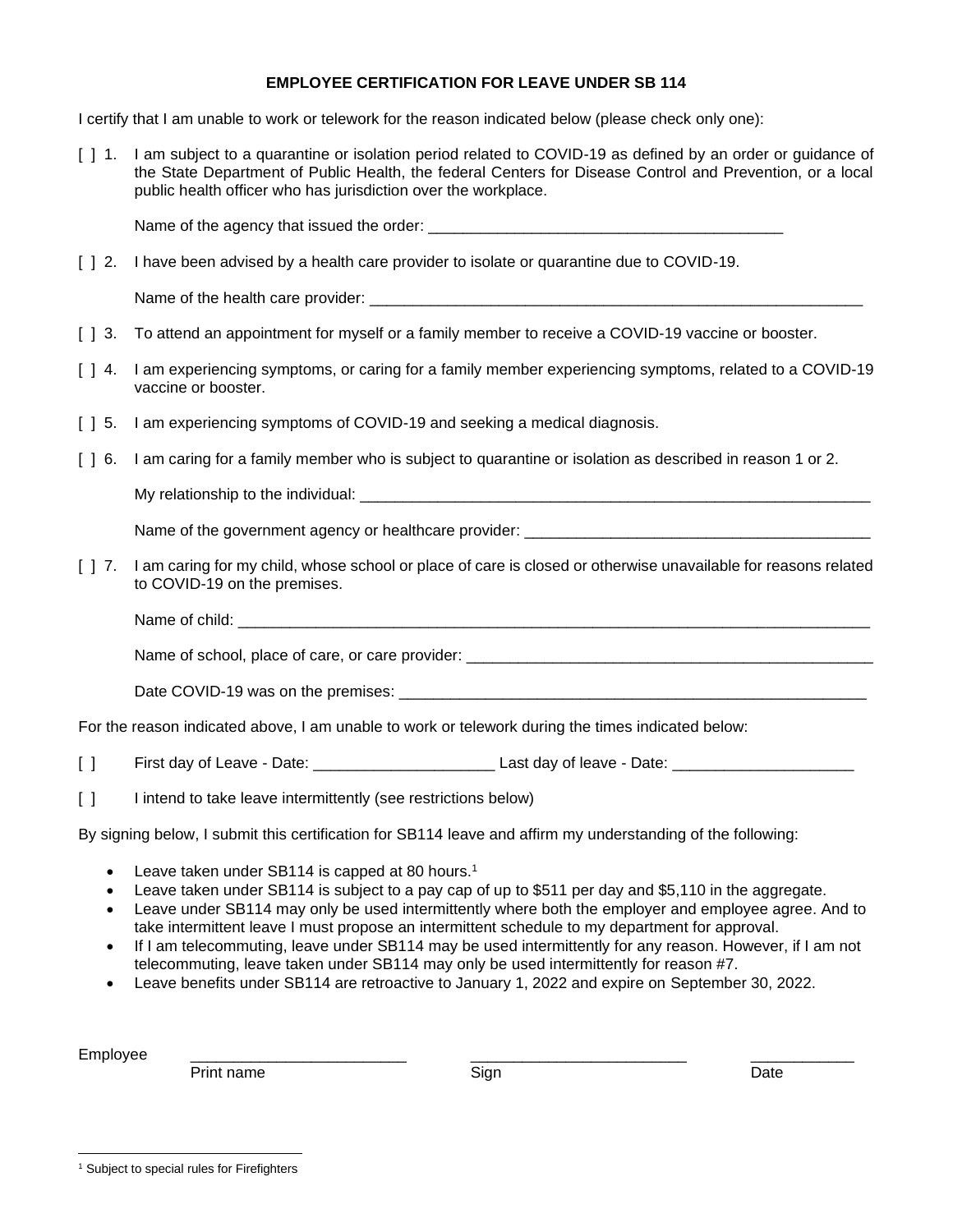# EMPLOYEE CERTIFICATION FOR LEAVE UNDER SB 114

I certify that I am unable to work or telework for the reason indicated below (please check only one):

[ ] 1. I am subject to a quarantine or isolation period related to COVID-19 as defined by an order or guidance of the State Department of Public Health, the federal Centers for Disease Control and Prevention, or a local public health officer who has jurisdiction over the workplace.

Name of the agency that issued the order: ___________________________________________

[ ] 2. I have been advised by a health care provider to isolate or quarantine due to COVID-19.

Name of the health care provider: ____________________________________________________________

[ ] 3. To attend an appointment for myself or a family member to receive a COVID-19 vaccine or booster.

[ ] 4. I am experiencing symptoms, or caring for a family member experiencing symptoms, related to a COVID-19 vaccine or booster.

[ ] 5. I am experiencing symptoms of COVID-19 and seeking a medical diagnosis.

[ ] 6. I am caring for a family member who is subject to quarantine or isolation as described in reason 1 or 2.

My relationship to the individual: _______________________________________________________________

Name of the government agency or healthcare provider: _________________________________________

[ ] 7. I am caring for my child, whose school or place of care is closed or otherwise unavailable for reasons related to COVID-19 on the premises.

Name of child: ____________________________________________________________________________

Name of school, place of care, or care provider: ___________________________________________________

Date COVID-19 was on the premises: ________________________________________________________

For the reason indicated above, I am unable to work or telework during the times indicated below:

[ ] First day of Leave - Date: ______________________ Last day of leave - Date: ______________________

[ ] I intend to take leave intermittently (see restrictions below)

By signing below, I submit this certification for SB114 leave and affirm my understanding of the following:

- Leave taken under SB114 is capped at 80 hours.[1]
- Leave taken under SB114 is subject to a pay cap of up to $511 per day and $5,110 in the aggregate.
- Leave under SB114 may only be used intermittently where both the employer and employee agree. And to take intermittent leave I must propose an intermittent schedule to my department for approval.
- If I am telecommuting, leave under SB114 may be used intermittently for any reason. However, if I am not telecommuting, leave taken under SB114 may only be used intermittently for reason #7.
- Leave benefits under SB114 are retroactive to January 1, 2022 and expire on September 30, 2022.

Employee ___________________________ ___________________________ _____________

Print name Sign Date

[1] Subject to special rules for Firefighters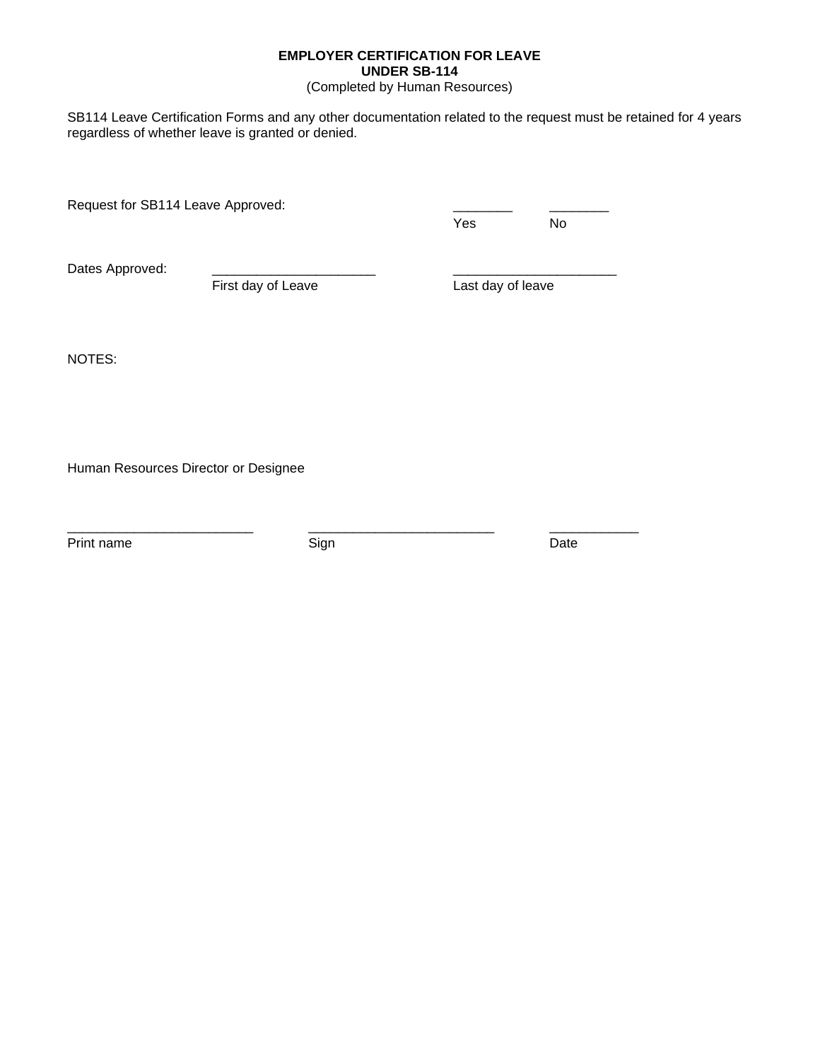**EMPLOYER CERTIFICATION FOR LEAVE**
**UNDER SB-114**
(Completed by Human Resources)

SB114 Leave Certification Forms and any other documentation related to the request must be retained for 4 years regardless of whether leave is granted or denied.

Request for SB114 Leave Approved: ________ Yes ________ No

Dates Approved: ______________________ First day of Leave ______________________ Last day of leave

NOTES:

Human Resources Director or Designee

_________________________
Print name

_________________________
Sign

____________
Date